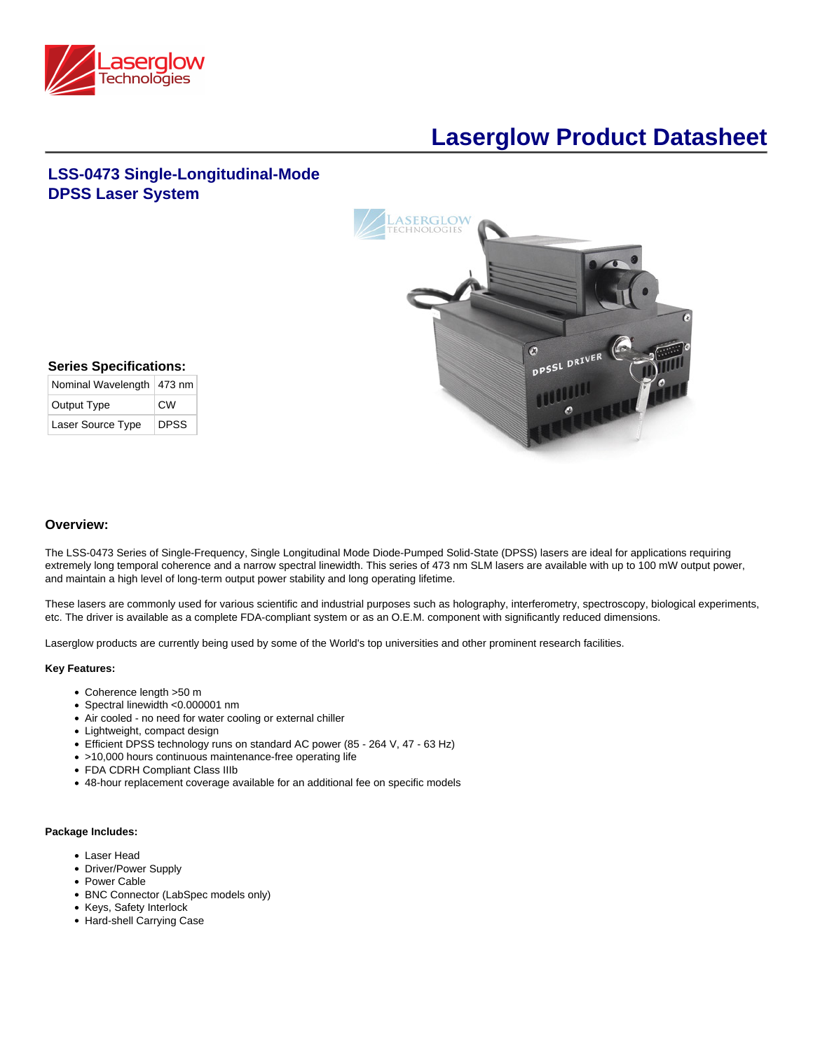# Laserglow Product Datasheet

## LSS-0473 Single-Longitudinal-Mode DPSS Laser System

### Series Specifications:

| Nominal Wavelength | 473 nm |
| --- | --- |
| Output Type | CW |
| Laser Source Type | DPSS |

## Overview:

The LSS-0473 Series of Single-Frequency, Single Longitudinal Mode Diode-Pumped Solid-State (DPSS) lasers are ideal for applications requiring extremely long temporal coherence and a narrow spectral linewidth. This series of 473 nm SLM lasers are available with up to 100 mW output power, and maintain a high level of long-term output power stability and long operating lifetime.

These lasers are commonly used for various scientific and industrial purposes such as holography, interferometry, spectroscopy, biological experiments, etc. The driver is available as a complete FDA-compliant system or as an O.E.M. component with significantly reduced dimensions.

Laserglow products are currently being used by some of the World's top universities and other prominent research facilities.

**Key Features:**

- Coherence length >50 m
- Spectral linewidth <0.000001 nm
- Air cooled - no need for water cooling or external chiller
- Lightweight, compact design
- Efficient DPSS technology runs on standard AC power (85 - 264 V, 47 - 63 Hz)
- >10,000 hours continuous maintenance-free operating life
- FDA CDRH Compliant Class IIIb
- 48-hour replacement coverage available for an additional fee on specific models

**Package Includes:**

- Laser Head
- Driver/Power Supply
- Power Cable
- BNC Connector (LabSpec models only)
- Keys, Safety Interlock
- Hard-shell Carrying Case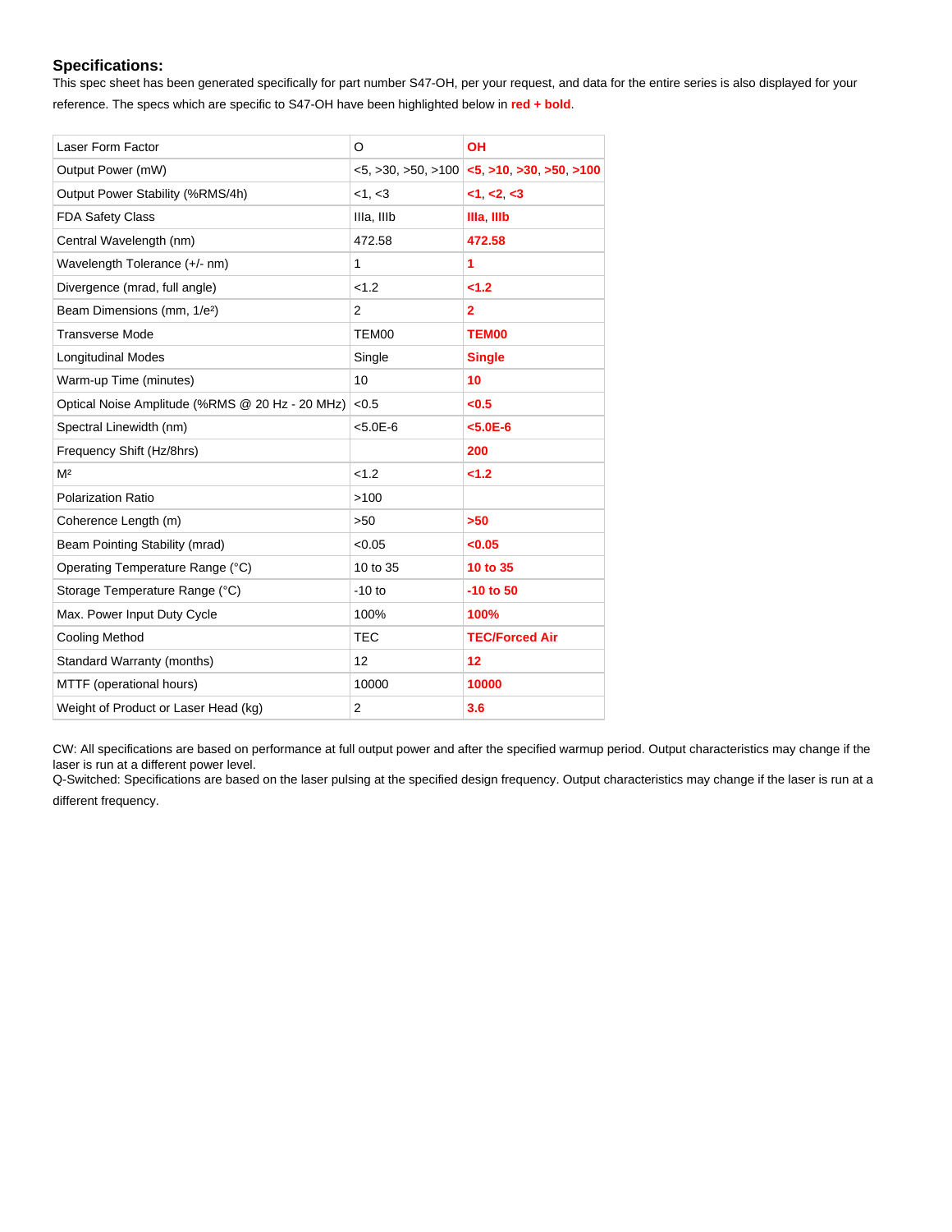## Specifications:

This spec sheet has been generated specifically for part number S47-OH, per your request, and data for the entire series is also displayed for your reference. The specs which are specific to S47-OH have been highlighted below in **red + bold**.

| Laser Form Factor | O | **OH** |
|---|---|---|
| Output Power (mW) | <5, >30, >50, >100 | **<5, >10, >30, >50, >100** |
| Output Power Stability (%RMS/4h) | <1, <3 | **<1, <2, <3** |
| FDA Safety Class | IIIa, IIIb | **IIIa, IIIb** |
| Central Wavelength (nm) | 472.58 | **472.58** |
| Wavelength Tolerance (+/- nm) | 1 | **1** |
| Divergence (mrad, full angle) | <1.2 | **<1.2** |
| Beam Dimensions (mm, $1/e^2$) | 2 | **2** |
| Transverse Mode | TEM00 | **TEM00** |
| Longitudinal Modes | Single | **Single** |
| Warm-up Time (minutes) | 10 | **10** |
| Optical Noise Amplitude (%RMS @ 20 Hz - 20 MHz) | <0.5 | **<0.5** |
| Spectral Linewidth (nm) | <5.0E-6 | **<5.0E-6** |
| Frequency Shift (Hz/8hrs) | | **200** |
| $M^2$ | <1.2 | **<1.2** |
| Polarization Ratio | >100 | |
| Coherence Length (m) | >50 | **>50** |
| Beam Pointing Stability (mrad) | <0.05 | **<0.05** |
| Operating Temperature Range (°C) | 10 to 35 | **10 to 35** |
| Storage Temperature Range (°C) | -10 to | **-10 to 50** |
| Max. Power Input Duty Cycle | 100% | **100%** |
| Cooling Method | TEC | **TEC/Forced Air** |
| Standard Warranty (months) | 12 | **12** |
| MTTF (operational hours) | 10000 | **10000** |
| Weight of Product or Laser Head (kg) | 2 | **3.6** |

CW: All specifications are based on performance at full output power and after the specified warmup period. Output characteristics may change if the laser is run at a different power level.
Q-Switched: Specifications are based on the laser pulsing at the specified design frequency. Output characteristics may change if the laser is run at a different frequency.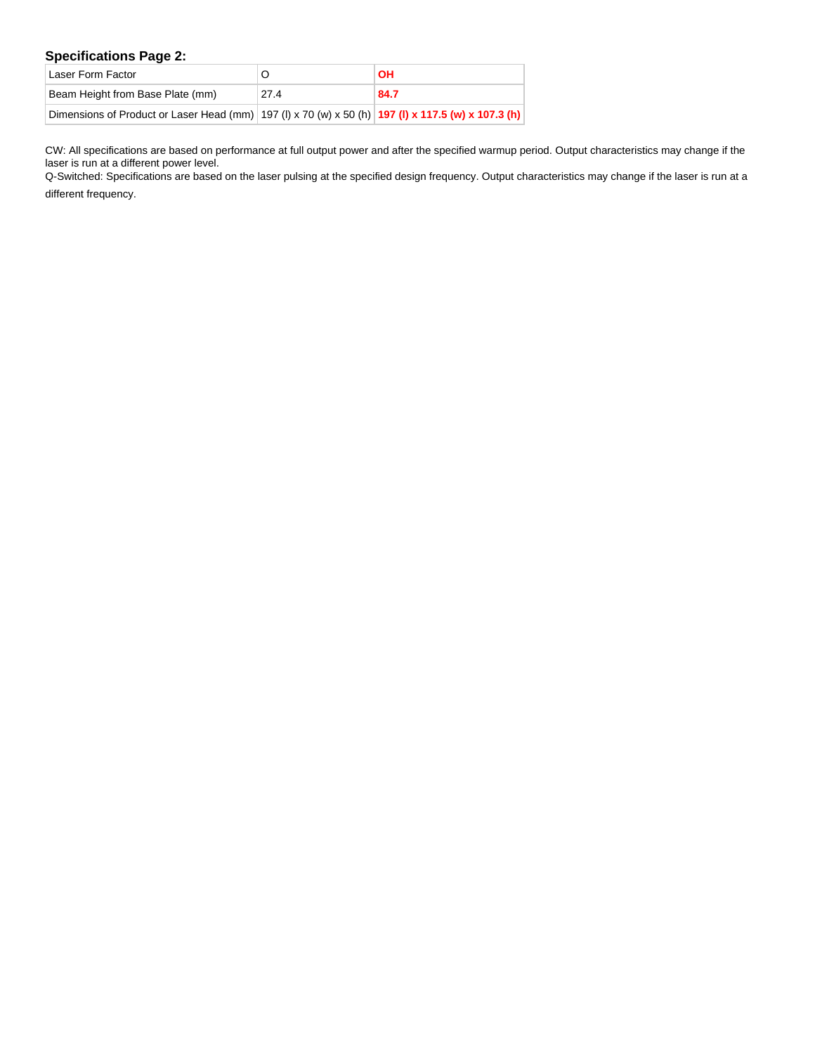### Specifications Page 2:

| Laser Form Factor | O | **OH** |
|---|---|---|
| Beam Height from Base Plate (mm) | 27.4 | **84.7** |
| Dimensions of Product or Laser Head (mm) | 197 (l) x 70 (w) x 50 (h) | **197 (l) x 117.5 (w) x 107.3 (h)** |

CW: All specifications are based on performance at full output power and after the specified warmup period. Output characteristics may change if the laser is run at a different power level.
Q-Switched: Specifications are based on the laser pulsing at the specified design frequency. Output characteristics may change if the laser is run at a different frequency.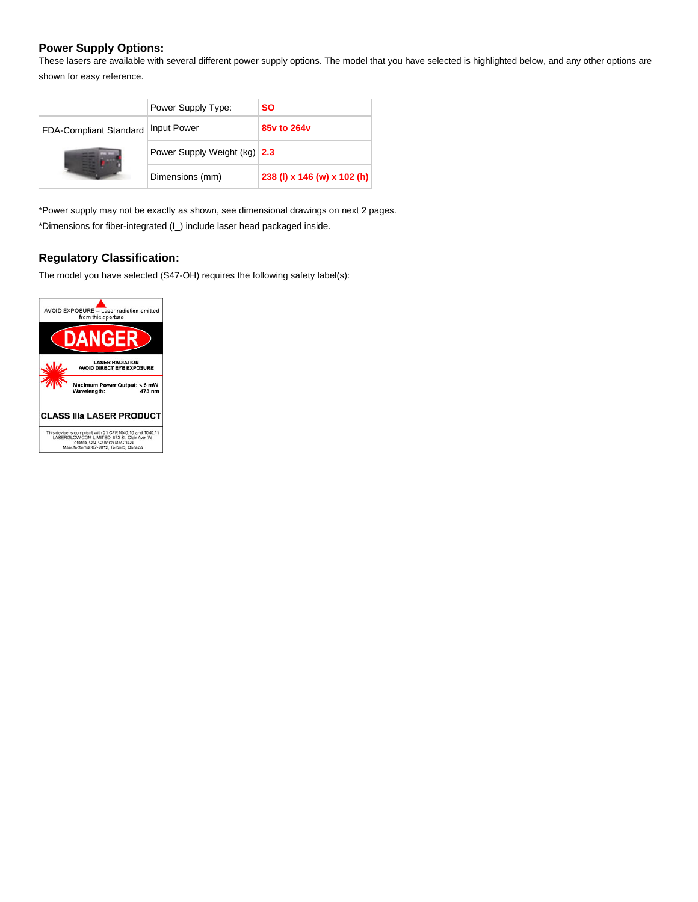## Power Supply Options:

These lasers are available with several different power supply options. The model that you have selected is highlighted below, and any other options are shown for easy reference.

| | Power Supply Type: | **SO** |
|---|---|---|
| FDA-Compliant Standard | Input Power | **85v to 264v** |
| | Power Supply Weight (kg) | **2.3** |
| | Dimensions (mm) | **238 (l) x 146 (w) x 102 (h)** |

*Power supply may not be exactly as shown, see dimensional drawings on next 2 pages.

*Dimensions for fiber-integrated (I_) include laser head packaged inside.

## Regulatory Classification:

The model you have selected (S47-OH) requires the following safety label(s):

AVOID EXPOSURE – Laser radiation emitted from this aperture

DANGER

LASER RADIATION
AVOID DIRECT EYE EXPOSURE

Maximum Power Output: < 5 mW
Wavelength: 473 nm

CLASS IIIa LASER PRODUCT

This device is compliant with 21 CFR1040.10 and 1040.11
LASERGLOW.COM LIMITED, 873 St. Clair Ave. W,
Toronto, ON, Canada M6C 1C4
Manufactured: 07-2012, Toronto, Canada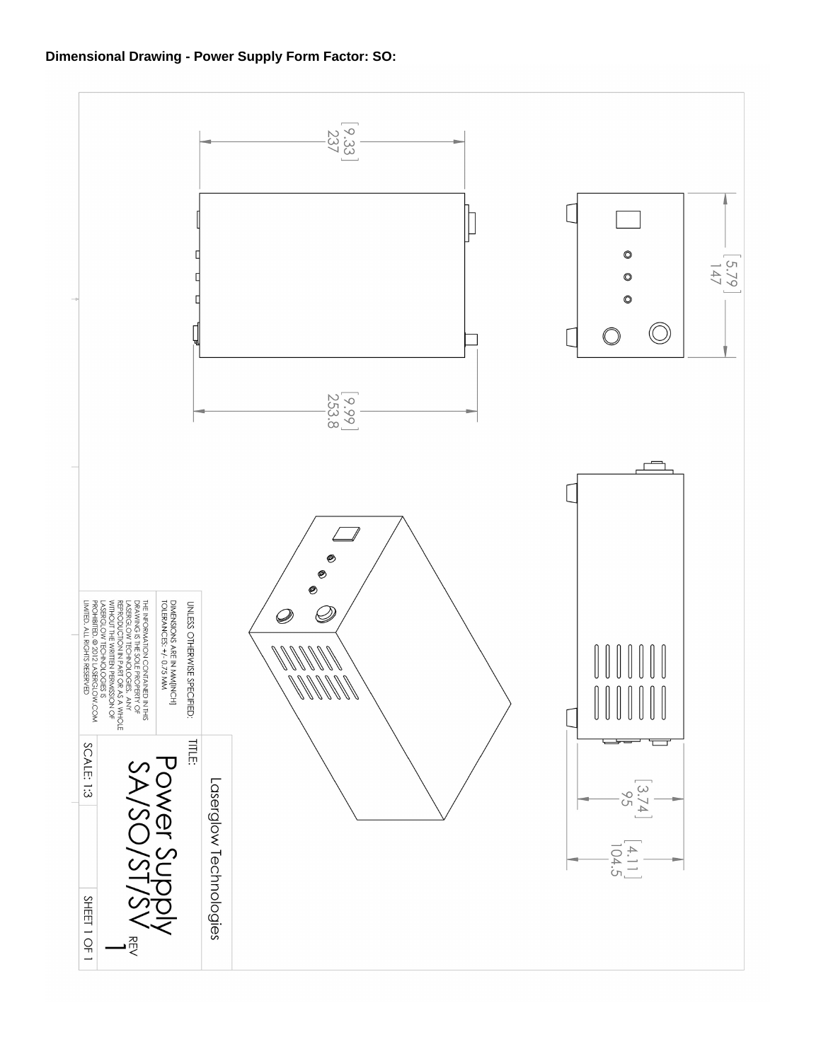**Dimensional Drawing - Power Supply Form Factor: SO:**

[9.33]
237

[5.79]
147

[9.99]
253.8

[3.74]
95

[4.11]
104.5

UNLESS OTHERWISE SPECIFIED:

DIMENSIONS ARE IN MM[INCH]
TOLERANCES: +/- 0.75 MM

THE INFORMATION CONTAINED IN THIS DRAWING IS THE SOLE PROPERTY OF LASERGLOW TECHNOLOGIES. ANY REPRODUCTION IN PART OR AS A WHOLE WITHOUT THE WRITTEN PERMISSION OF LASERGLOW TECHNOLOGIES IS PROHIBITED. © 2012 LASERGLOW.COM LIMITED. ALL RIGHTS RESERVED

Laserglow Technologies

TITLE:
Power Supply
SA/SO/ST/SV

REV
1

SCALE: 1:3

SHEET 1 OF 1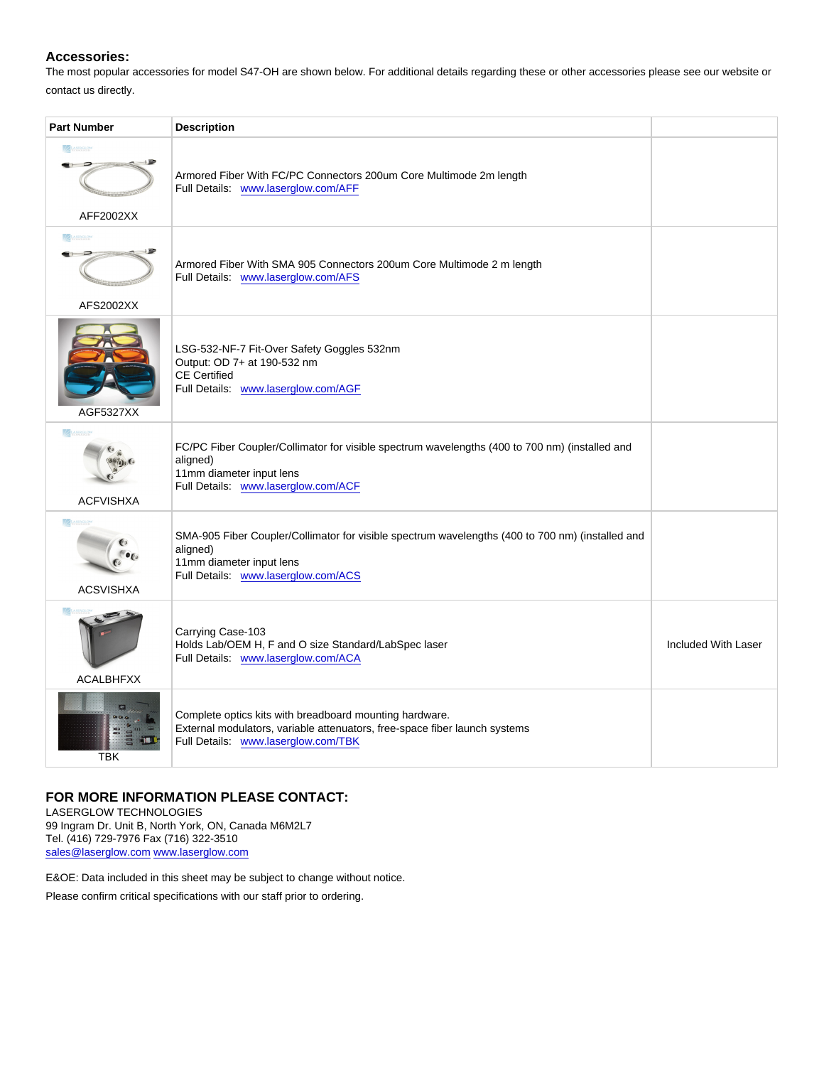### Accessories:

The most popular accessories for model S47-OH are shown below. For additional details regarding these or other accessories please see our website or contact us directly.

| Part Number | Description | |
|---|---|---|
| AFF2002XX | Armored Fiber With FC/PC Connectors 200um Core Multimode 2m length<br>Full Details: www.laserglow.com/AFF | |
| AFS2002XX | Armored Fiber With SMA 905 Connectors 200um Core Multimode 2 m length<br>Full Details: www.laserglow.com/AFS | |
| AGF5327XX | LSG-532-NF-7 Fit-Over Safety Goggles 532nm<br>Output: OD 7+ at 190-532 nm<br>CE Certified<br>Full Details: www.laserglow.com/AGF | |
| ACFVISHXA | FC/PC Fiber Coupler/Collimator for visible spectrum wavelengths (400 to 700 nm) (installed and aligned)<br>11mm diameter input lens<br>Full Details: www.laserglow.com/ACF | |
| ACSVISHXA | SMA-905 Fiber Coupler/Collimator for visible spectrum wavelengths (400 to 700 nm) (installed and aligned)<br>11mm diameter input lens<br>Full Details: www.laserglow.com/ACS | |
| ACALBHFXX | Carrying Case-103<br>Holds Lab/OEM H, F and O size Standard/LabSpec laser<br>Full Details: www.laserglow.com/ACA | Included With Laser |
| TBK | Complete optics kits with breadboard mounting hardware.<br>External modulators, variable attenuators, free-space fiber launch systems<br>Full Details: www.laserglow.com/TBK | |

### FOR MORE INFORMATION PLEASE CONTACT:

LASERGLOW TECHNOLOGIES
99 Ingram Dr. Unit B, North York, ON, Canada M6M2L7
Tel. (416) 729-7976 Fax (716) 322-3510
sales@laserglow.com www.laserglow.com

E&OE: Data included in this sheet may be subject to change without notice.

Please confirm critical specifications with our staff prior to ordering.